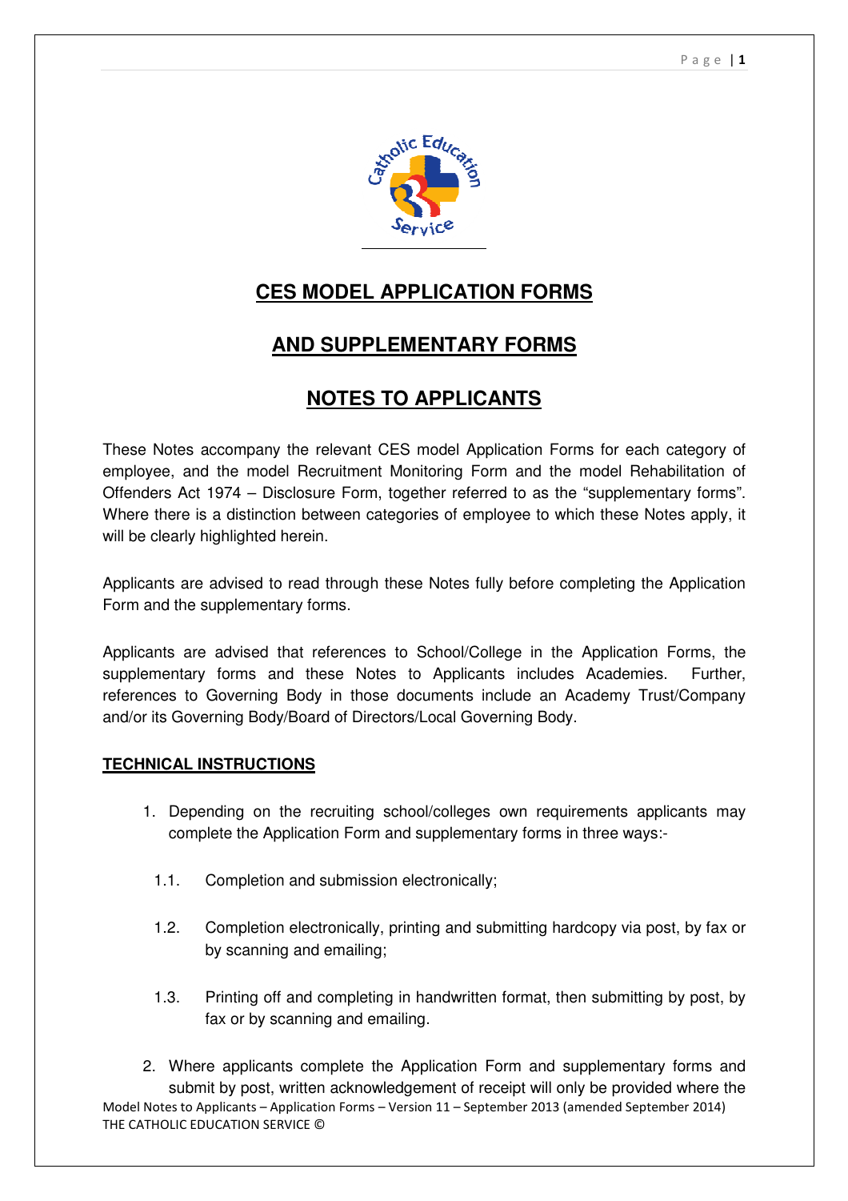# CES MODEL APPLICATION FORMS

# AND SUPPLEMENTARY FORMS

# NOTES TO APPLICANTS

These Notes accompany the relevant CES model Application Forms for each category of employee, and the model Recruitment Monitoring Form and the model Rehabilitation of Offenders Act 1974 – Disclosure Form, together referred to as the "supplementary forms". Where there is a distinction between categories of employee to which these Notes apply, it will be clearly highlighted herein.

Applicants are advised to read through these Notes fully before completing the Application Form and the supplementary forms.

Applicants are advised that references to School/College in the Application Forms, the supplementary forms and these Notes to Applicants includes Academies. Further, references to Governing Body in those documents include an Academy Trust/Company and/or its Governing Body/Board of Directors/Local Governing Body.

## TECHNICAL INSTRUCTIONS

1. Depending on the recruiting school/colleges own requirements applicants may complete the Application Form and supplementary forms in three ways:-

   1.1. Completion and submission electronically;

   1.2. Completion electronically, printing and submitting hardcopy via post, by fax or by scanning and emailing;

   1.3. Printing off and completing in handwritten format, then submitting by post, by fax or by scanning and emailing.

2. Where applicants complete the Application Form and supplementary forms and submit by post, written acknowledgement of receipt will only be provided where the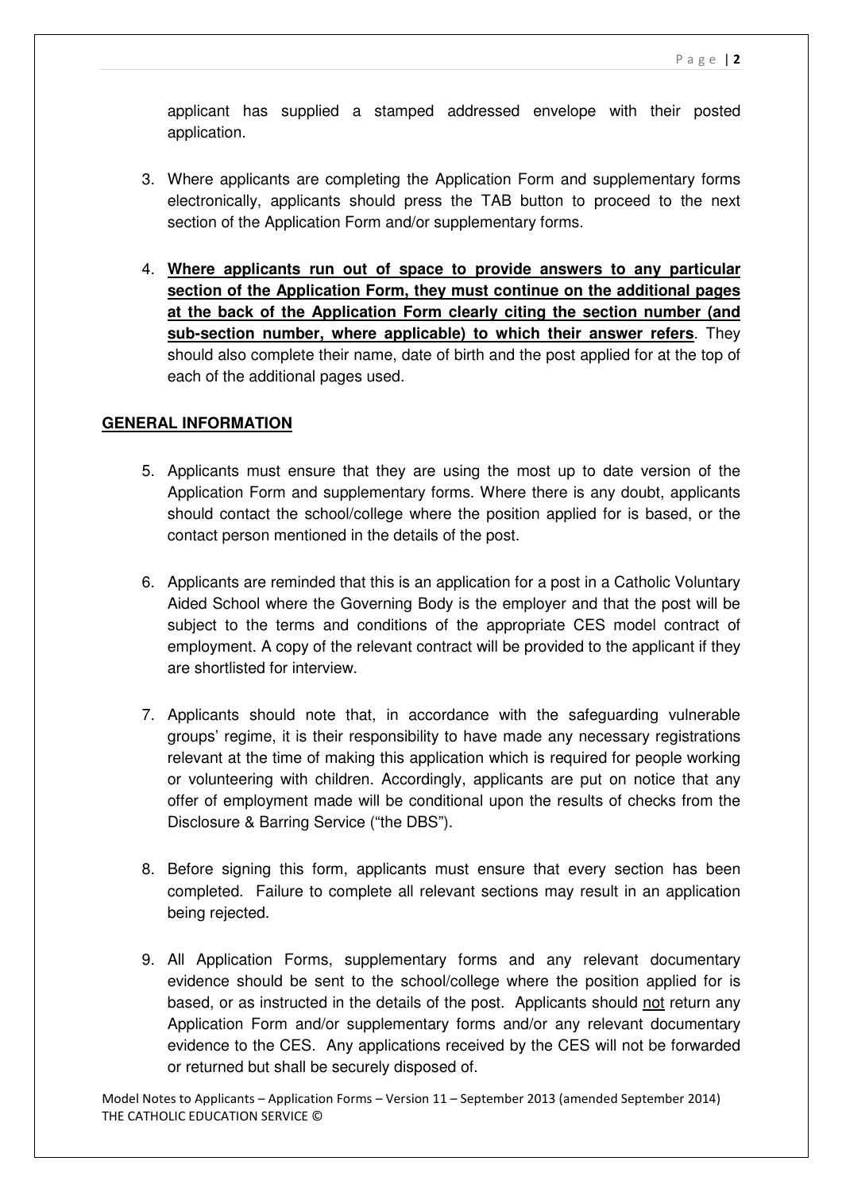applicant has supplied a stamped addressed envelope with their posted application.

3. Where applicants are completing the Application Form and supplementary forms electronically, applicants should press the TAB button to proceed to the next section of the Application Form and/or supplementary forms.

4. **Where applicants run out of space to provide answers to any particular section of the Application Form, they must continue on the additional pages at the back of the Application Form clearly citing the section number (and sub-section number, where applicable) to which their answer refers**. They should also complete their name, date of birth and the post applied for at the top of each of the additional pages used.

**GENERAL INFORMATION**

5. Applicants must ensure that they are using the most up to date version of the Application Form and supplementary forms. Where there is any doubt, applicants should contact the school/college where the position applied for is based, or the contact person mentioned in the details of the post.

6. Applicants are reminded that this is an application for a post in a Catholic Voluntary Aided School where the Governing Body is the employer and that the post will be subject to the terms and conditions of the appropriate CES model contract of employment. A copy of the relevant contract will be provided to the applicant if they are shortlisted for interview.

7. Applicants should note that, in accordance with the safeguarding vulnerable groups' regime, it is their responsibility to have made any necessary registrations relevant at the time of making this application which is required for people working or volunteering with children. Accordingly, applicants are put on notice that any offer of employment made will be conditional upon the results of checks from the Disclosure & Barring Service ("the DBS").

8. Before signing this form, applicants must ensure that every section has been completed. Failure to complete all relevant sections may result in an application being rejected.

9. All Application Forms, supplementary forms and any relevant documentary evidence should be sent to the school/college where the position applied for is based, or as instructed in the details of the post. Applicants should not return any Application Form and/or supplementary forms and/or any relevant documentary evidence to the CES. Any applications received by the CES will not be forwarded or returned but shall be securely disposed of.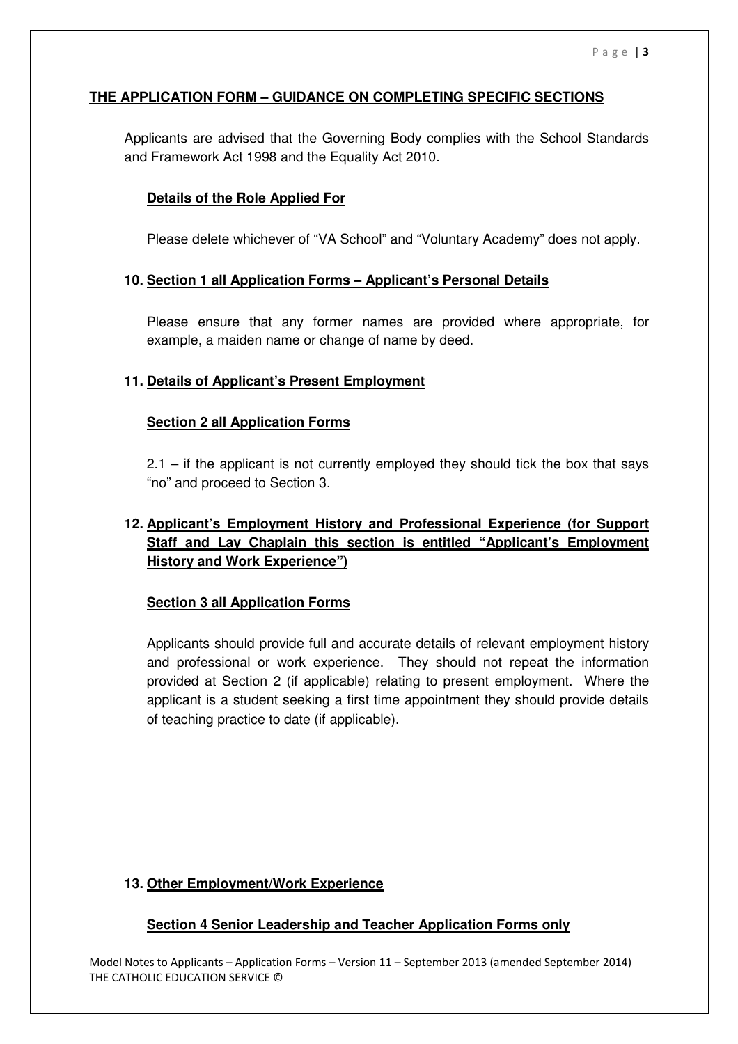## THE APPLICATION FORM – GUIDANCE ON COMPLETING SPECIFIC SECTIONS

Applicants are advised that the Governing Body complies with the School Standards and Framework Act 1998 and the Equality Act 2010.

**Details of the Role Applied For**

Please delete whichever of "VA School" and "Voluntary Academy" does not apply.

**10. Section 1 all Application Forms – Applicant's Personal Details**

Please ensure that any former names are provided where appropriate, for example, a maiden name or change of name by deed.

**11. Details of Applicant's Present Employment**

**Section 2 all Application Forms**

2.1 – if the applicant is not currently employed they should tick the box that says "no" and proceed to Section 3.

**12. Applicant's Employment History and Professional Experience (for Support Staff and Lay Chaplain this section is entitled "Applicant's Employment History and Work Experience")**

**Section 3 all Application Forms**

Applicants should provide full and accurate details of relevant employment history and professional or work experience. They should not repeat the information provided at Section 2 (if applicable) relating to present employment. Where the applicant is a student seeking a first time appointment they should provide details of teaching practice to date (if applicable).

**13. Other Employment/Work Experience**

**Section 4 Senior Leadership and Teacher Application Forms only**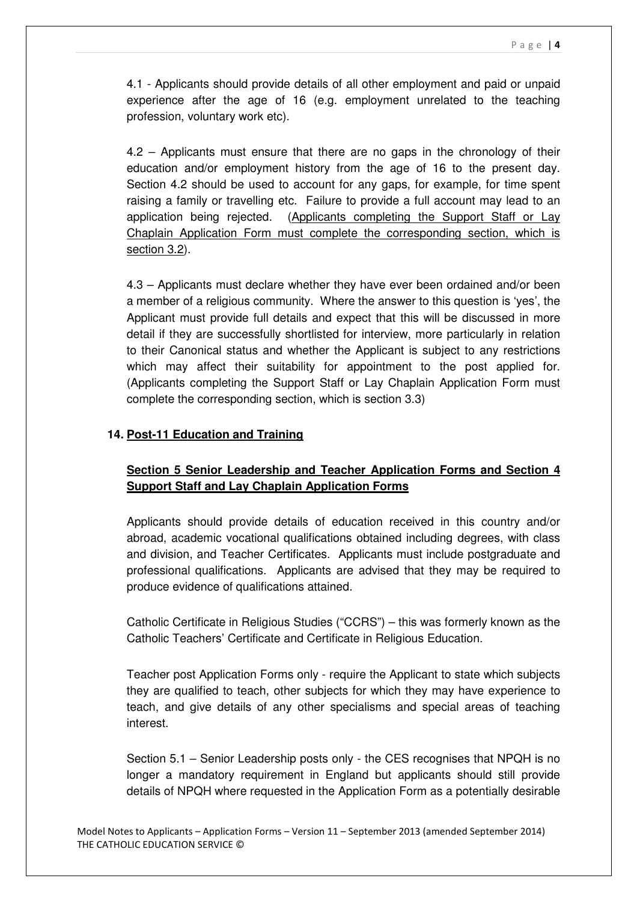4.1 - Applicants should provide details of all other employment and paid or unpaid experience after the age of 16 (e.g. employment unrelated to the teaching profession, voluntary work etc).

4.2 – Applicants must ensure that there are no gaps in the chronology of their education and/or employment history from the age of 16 to the present day. Section 4.2 should be used to account for any gaps, for example, for time spent raising a family or travelling etc. Failure to provide a full account may lead to an application being rejected. (Applicants completing the Support Staff or Lay Chaplain Application Form must complete the corresponding section, which is section 3.2).

4.3 – Applicants must declare whether they have ever been ordained and/or been a member of a religious community. Where the answer to this question is 'yes', the Applicant must provide full details and expect that this will be discussed in more detail if they are successfully shortlisted for interview, more particularly in relation to their Canonical status and whether the Applicant is subject to any restrictions which may affect their suitability for appointment to the post applied for. (Applicants completing the Support Staff or Lay Chaplain Application Form must complete the corresponding section, which is section 3.3)

## 14. Post-11 Education and Training

### Section 5 Senior Leadership and Teacher Application Forms and Section 4 Support Staff and Lay Chaplain Application Forms

Applicants should provide details of education received in this country and/or abroad, academic vocational qualifications obtained including degrees, with class and division, and Teacher Certificates. Applicants must include postgraduate and professional qualifications. Applicants are advised that they may be required to produce evidence of qualifications attained.

Catholic Certificate in Religious Studies ("CCRS") – this was formerly known as the Catholic Teachers' Certificate and Certificate in Religious Education.

Teacher post Application Forms only - require the Applicant to state which subjects they are qualified to teach, other subjects for which they may have experience to teach, and give details of any other specialisms and special areas of teaching interest.

Section 5.1 – Senior Leadership posts only - the CES recognises that NPQH is no longer a mandatory requirement in England but applicants should still provide details of NPQH where requested in the Application Form as a potentially desirable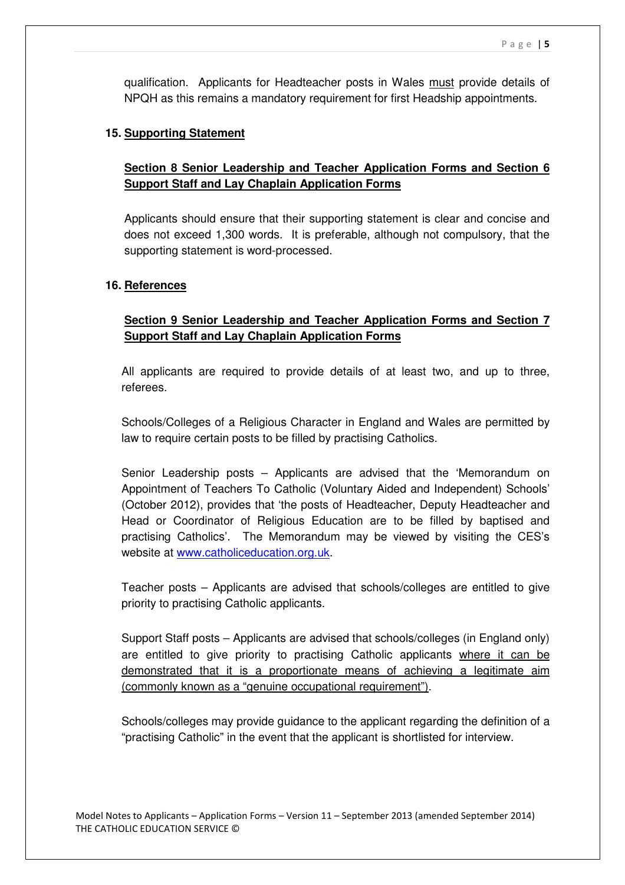qualification. Applicants for Headteacher posts in Wales <u>must</u> provide details of NPQH as this remains a mandatory requirement for first Headship appointments.

**15. <u>Supporting Statement</u>**

**<u>Section 8 Senior Leadership and Teacher Application Forms and Section 6 Support Staff and Lay Chaplain Application Forms</u>**

Applicants should ensure that their supporting statement is clear and concise and does not exceed 1,300 words. It is preferable, although not compulsory, that the supporting statement is word-processed.

**16. <u>References</u>**

**<u>Section 9 Senior Leadership and Teacher Application Forms and Section 7 Support Staff and Lay Chaplain Application Forms</u>**

All applicants are required to provide details of at least two, and up to three, referees.

Schools/Colleges of a Religious Character in England and Wales are permitted by law to require certain posts to be filled by practising Catholics.

Senior Leadership posts – Applicants are advised that the 'Memorandum on Appointment of Teachers To Catholic (Voluntary Aided and Independent) Schools' (October 2012), provides that 'the posts of Headteacher, Deputy Headteacher and Head or Coordinator of Religious Education are to be filled by baptised and practising Catholics'. The Memorandum may be viewed by visiting the CES's website at [www.catholiceducation.org.uk](http://www.catholiceducation.org.uk).

Teacher posts – Applicants are advised that schools/colleges are entitled to give priority to practising Catholic applicants.

Support Staff posts – Applicants are advised that schools/colleges (in England only) are entitled to give priority to practising Catholic applicants <u>where it can be demonstrated that it is a proportionate means of achieving a legitimate aim (commonly known as a "genuine occupational requirement")</u>.

Schools/colleges may provide guidance to the applicant regarding the definition of a "practising Catholic" in the event that the applicant is shortlisted for interview.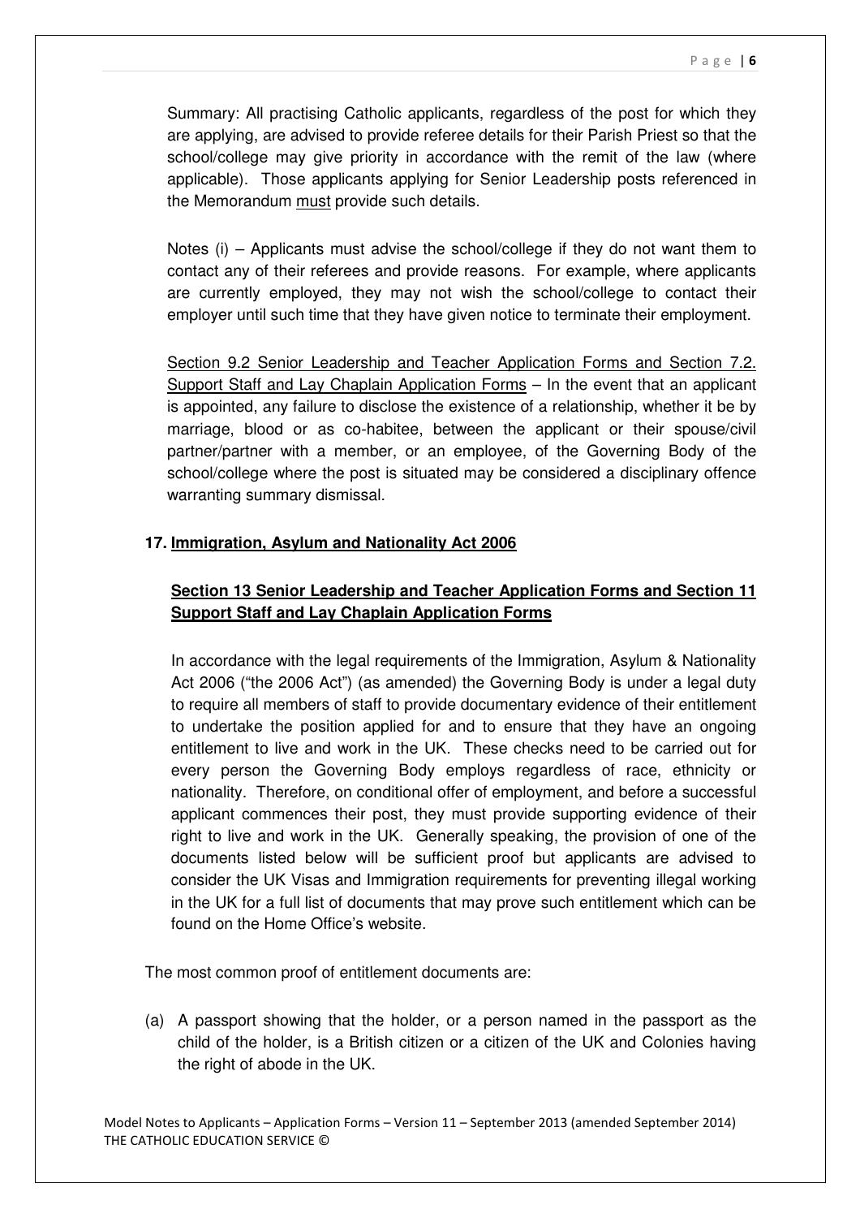Summary: All practising Catholic applicants, regardless of the post for which they are applying, are advised to provide referee details for their Parish Priest so that the school/college may give priority in accordance with the remit of the law (where applicable). Those applicants applying for Senior Leadership posts referenced in the Memorandum <u>must</u> provide such details.

Notes (i) – Applicants must advise the school/college if they do not want them to contact any of their referees and provide reasons. For example, where applicants are currently employed, they may not wish the school/college to contact their employer until such time that they have given notice to terminate their employment.

<u>Section 9.2 Senior Leadership and Teacher Application Forms and Section 7.2. Support Staff and Lay Chaplain Application Forms</u> – In the event that an applicant is appointed, any failure to disclose the existence of a relationship, whether it be by marriage, blood or as co-habitee, between the applicant or their spouse/civil partner/partner with a member, or an employee, of the Governing Body of the school/college where the post is situated may be considered a disciplinary offence warranting summary dismissal.

## 17. Immigration, Asylum and Nationality Act 2006

### Section 13 Senior Leadership and Teacher Application Forms and Section 11 Support Staff and Lay Chaplain Application Forms

In accordance with the legal requirements of the Immigration, Asylum & Nationality Act 2006 ("the 2006 Act") (as amended) the Governing Body is under a legal duty to require all members of staff to provide documentary evidence of their entitlement to undertake the position applied for and to ensure that they have an ongoing entitlement to live and work in the UK. These checks need to be carried out for every person the Governing Body employs regardless of race, ethnicity or nationality. Therefore, on conditional offer of employment, and before a successful applicant commences their post, they must provide supporting evidence of their right to live and work in the UK. Generally speaking, the provision of one of the documents listed below will be sufficient proof but applicants are advised to consider the UK Visas and Immigration requirements for preventing illegal working in the UK for a full list of documents that may prove such entitlement which can be found on the Home Office's website.

The most common proof of entitlement documents are:

(a) A passport showing that the holder, or a person named in the passport as the child of the holder, is a British citizen or a citizen of the UK and Colonies having the right of abode in the UK.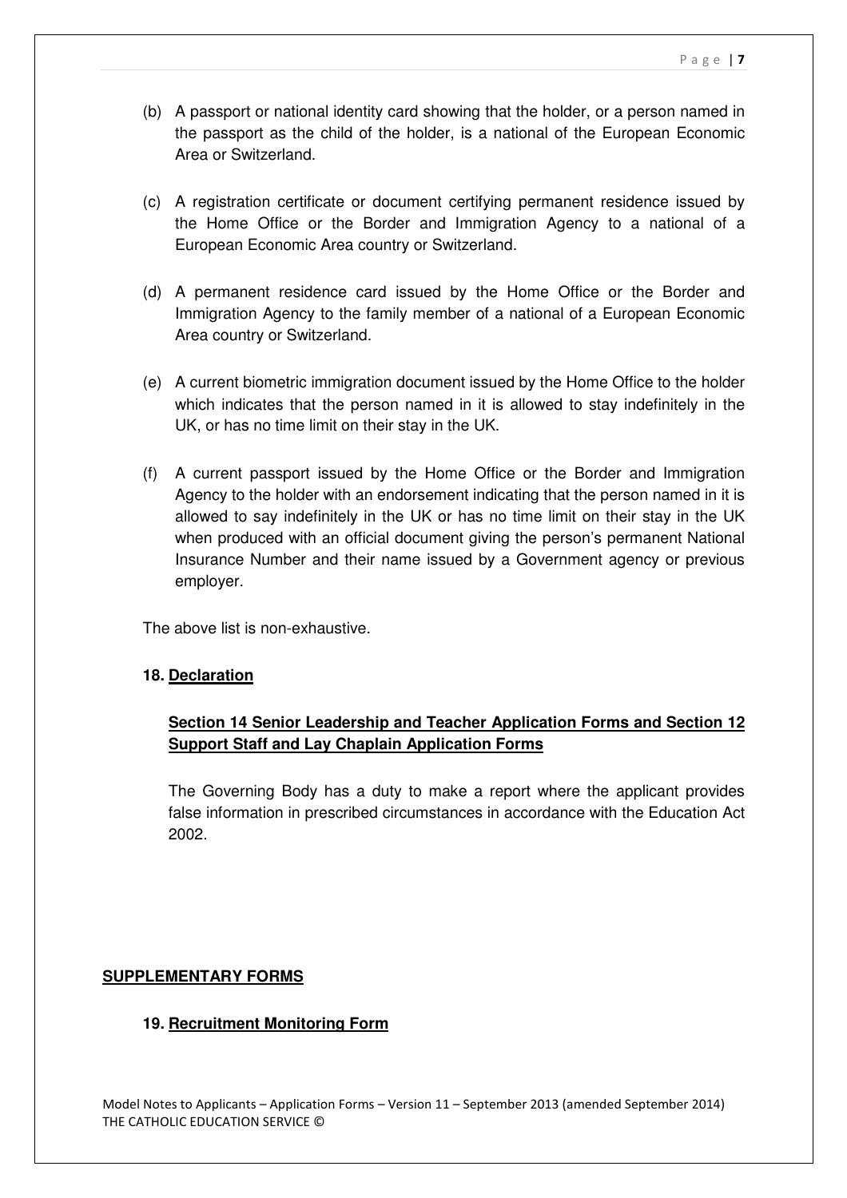(b) A passport or national identity card showing that the holder, or a person named in the passport as the child of the holder, is a national of the European Economic Area or Switzerland.

(c) A registration certificate or document certifying permanent residence issued by the Home Office or the Border and Immigration Agency to a national of a European Economic Area country or Switzerland.

(d) A permanent residence card issued by the Home Office or the Border and Immigration Agency to the family member of a national of a European Economic Area country or Switzerland.

(e) A current biometric immigration document issued by the Home Office to the holder which indicates that the person named in it is allowed to stay indefinitely in the UK, or has no time limit on their stay in the UK.

(f) A current passport issued by the Home Office or the Border and Immigration Agency to the holder with an endorsement indicating that the person named in it is allowed to say indefinitely in the UK or has no time limit on their stay in the UK when produced with an official document giving the person's permanent National Insurance Number and their name issued by a Government agency or previous employer.

The above list is non-exhaustive.

**18. Declaration**

**Section 14 Senior Leadership and Teacher Application Forms and Section 12 Support Staff and Lay Chaplain Application Forms**

The Governing Body has a duty to make a report where the applicant provides false information in prescribed circumstances in accordance with the Education Act 2002.

**SUPPLEMENTARY FORMS**

**19. Recruitment Monitoring Form**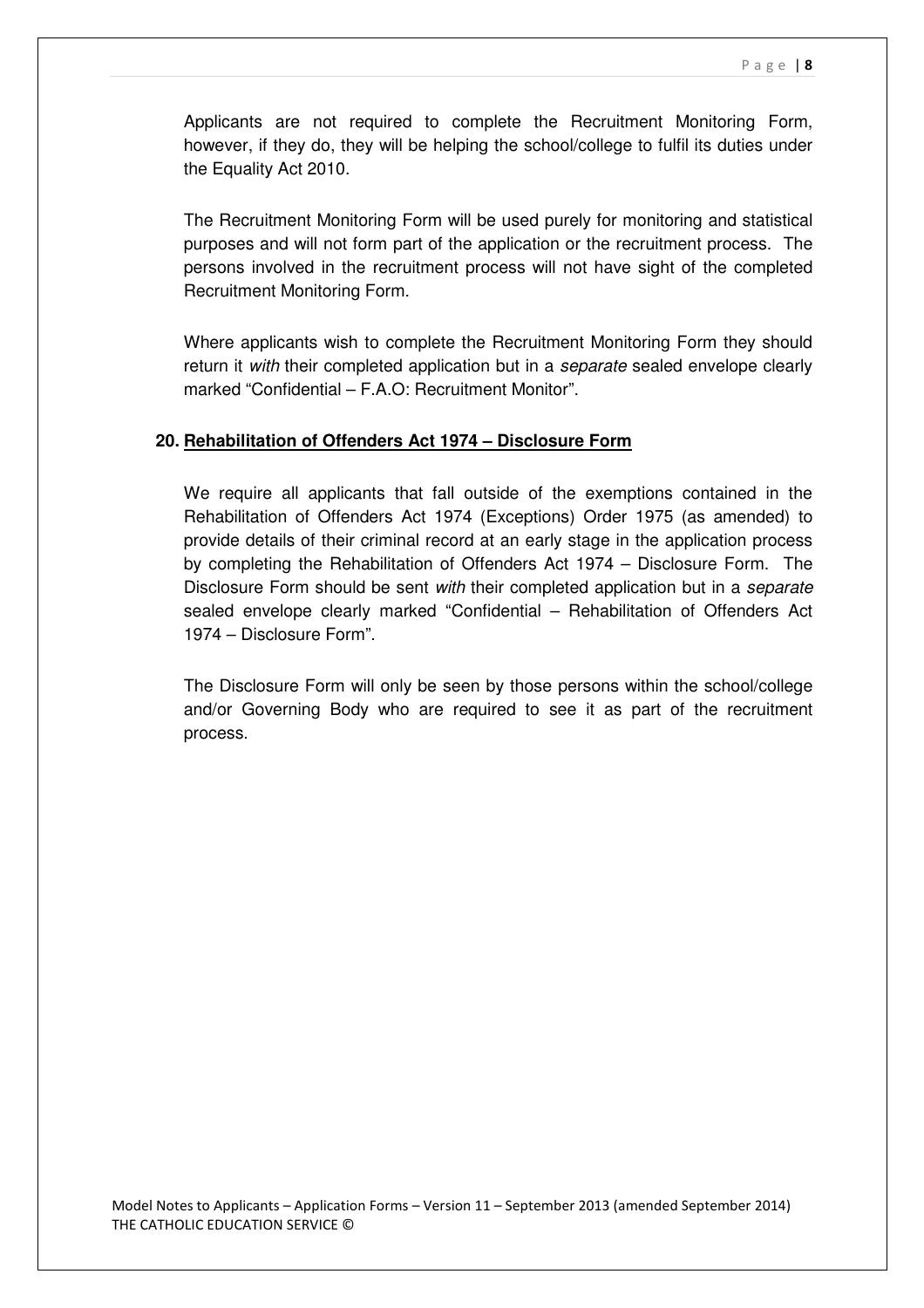Applicants are not required to complete the Recruitment Monitoring Form, however, if they do, they will be helping the school/college to fulfil its duties under the Equality Act 2010.

The Recruitment Monitoring Form will be used purely for monitoring and statistical purposes and will not form part of the application or the recruitment process. The persons involved in the recruitment process will not have sight of the completed Recruitment Monitoring Form.

Where applicants wish to complete the Recruitment Monitoring Form they should return it *with* their completed application but in a *separate* sealed envelope clearly marked "Confidential – F.A.O: Recruitment Monitor".

### 20. Rehabilitation of Offenders Act 1974 – Disclosure Form

We require all applicants that fall outside of the exemptions contained in the Rehabilitation of Offenders Act 1974 (Exceptions) Order 1975 (as amended) to provide details of their criminal record at an early stage in the application process by completing the Rehabilitation of Offenders Act 1974 – Disclosure Form. The Disclosure Form should be sent *with* their completed application but in a *separate* sealed envelope clearly marked "Confidential – Rehabilitation of Offenders Act 1974 – Disclosure Form".

The Disclosure Form will only be seen by those persons within the school/college and/or Governing Body who are required to see it as part of the recruitment process.